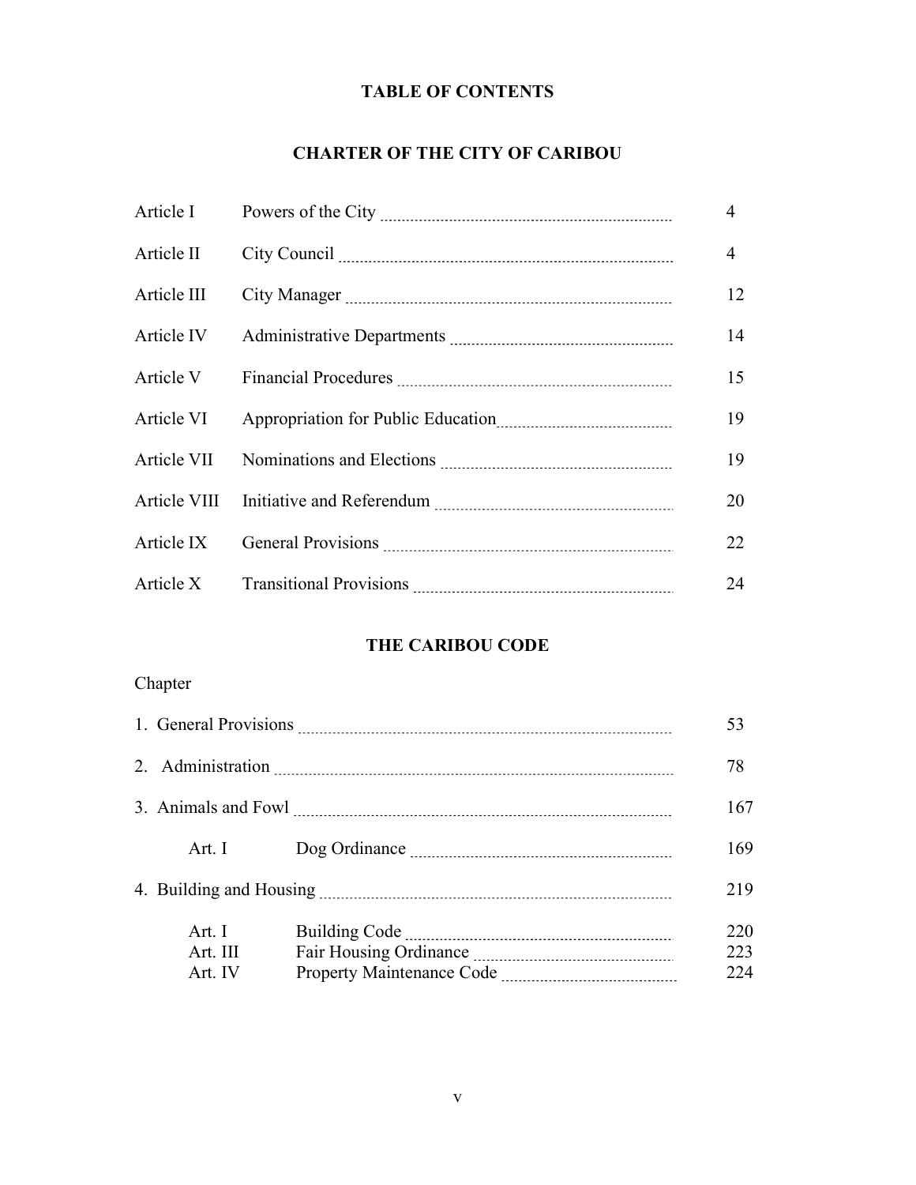# TABLE OF CONTENTS

## CHARTER OF THE CITY OF CARIBOU

| | | |
|---|---|---|
| Article I | Powers of the City | 4 |
| Article II | City Council | 4 |
| Article III | City Manager | 12 |
| Article IV | Administrative Departments | 14 |
| Article V | Financial Procedures | 15 |
| Article VI | Appropriation for Public Education | 19 |
| Article VII | Nominations and Elections | 19 |
| Article VIII | Initiative and Referendum | 20 |
| Article IX | General Provisions | 22 |
| Article X | Transitional Provisions | 24 |

## THE CARIBOU CODE

Chapter

| | | |
|---|---|---|
| 1. General Provisions | | 53 |
| 2. Administration | | 78 |
| 3. Animals and Fowl | | 167 |
| Art. I | Dog Ordinance | 169 |
| 4. Building and Housing | | 219 |
| Art. I | Building Code | 220 |
| Art. III | Fair Housing Ordinance | 223 |
| Art. IV | Property Maintenance Code | 224 |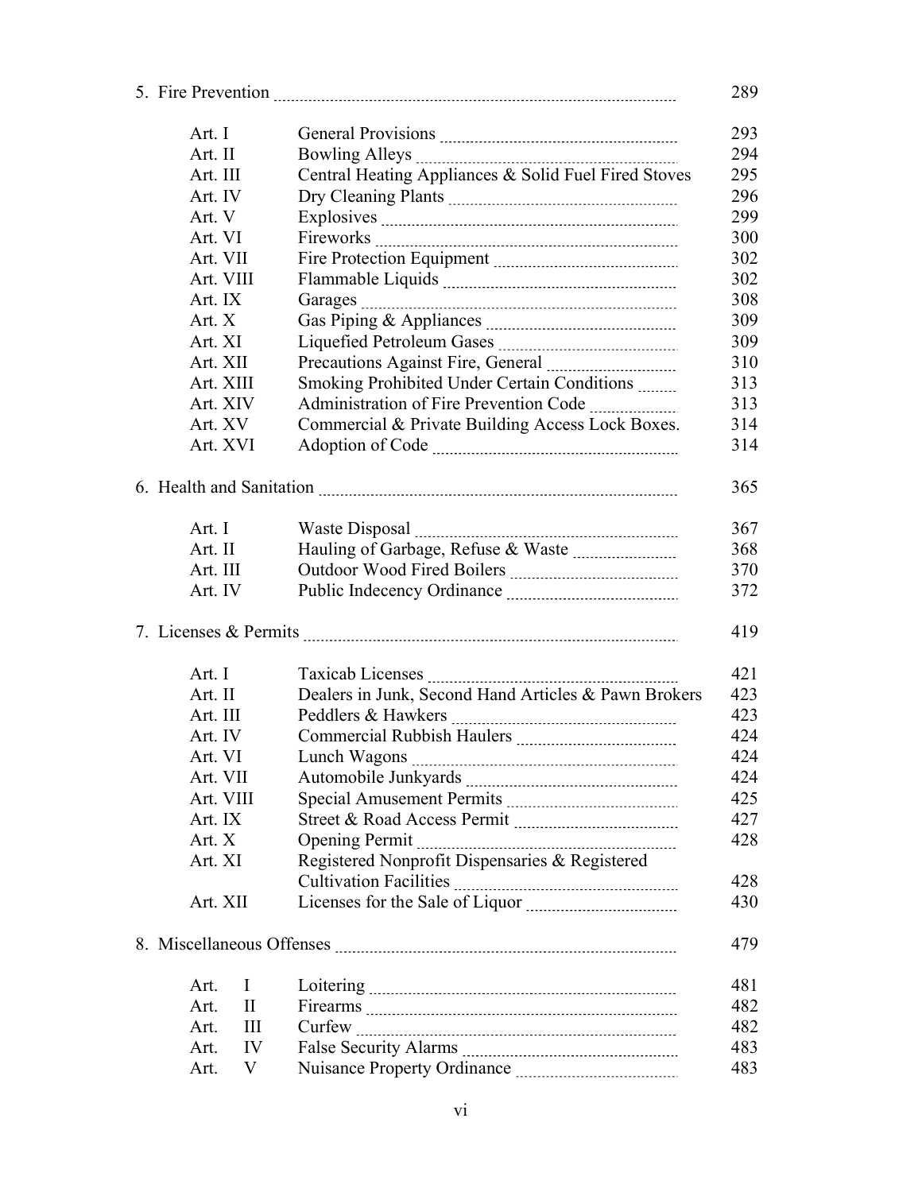| | | |
|---|---|---|
| 5. Fire Prevention | | 289 |
| Art. I | General Provisions | 293 |
| Art. II | Bowling Alleys | 294 |
| Art. III | Central Heating Appliances & Solid Fuel Fired Stoves | 295 |
| Art. IV | Dry Cleaning Plants | 296 |
| Art. V | Explosives | 299 |
| Art. VI | Fireworks | 300 |
| Art. VII | Fire Protection Equipment | 302 |
| Art. VIII | Flammable Liquids | 302 |
| Art. IX | Garages | 308 |
| Art. X | Gas Piping & Appliances | 309 |
| Art. XI | Liquefied Petroleum Gases | 309 |
| Art. XII | Precautions Against Fire, General | 310 |
| Art. XIII | Smoking Prohibited Under Certain Conditions | 313 |
| Art. XIV | Administration of Fire Prevention Code | 313 |
| Art. XV | Commercial & Private Building Access Lock Boxes. | 314 |
| Art. XVI | Adoption of Code | 314 |
| 6. Health and Sanitation | | 365 |
| Art. I | Waste Disposal | 367 |
| Art. II | Hauling of Garbage, Refuse & Waste | 368 |
| Art. III | Outdoor Wood Fired Boilers | 370 |
| Art. IV | Public Indecency Ordinance | 372 |
| 7. Licenses & Permits | | 419 |
| Art. I | Taxicab Licenses | 421 |
| Art. II | Dealers in Junk, Second Hand Articles & Pawn Brokers | 423 |
| Art. III | Peddlers & Hawkers | 423 |
| Art. IV | Commercial Rubbish Haulers | 424 |
| Art. VI | Lunch Wagons | 424 |
| Art. VII | Automobile Junkyards | 424 |
| Art. VIII | Special Amusement Permits | 425 |
| Art. IX | Street & Road Access Permit | 427 |
| Art. X | Opening Permit | 428 |
| Art. XI | Registered Nonprofit Dispensaries & Registered Cultivation Facilities | 428 |
| Art. XII | Licenses for the Sale of Liquor | 430 |
| 8. Miscellaneous Offenses | | 479 |
| Art. I | Loitering | 481 |
| Art. II | Firearms | 482 |
| Art. III | Curfew | 482 |
| Art. IV | False Security Alarms | 483 |
| Art. V | Nuisance Property Ordinance | 483 |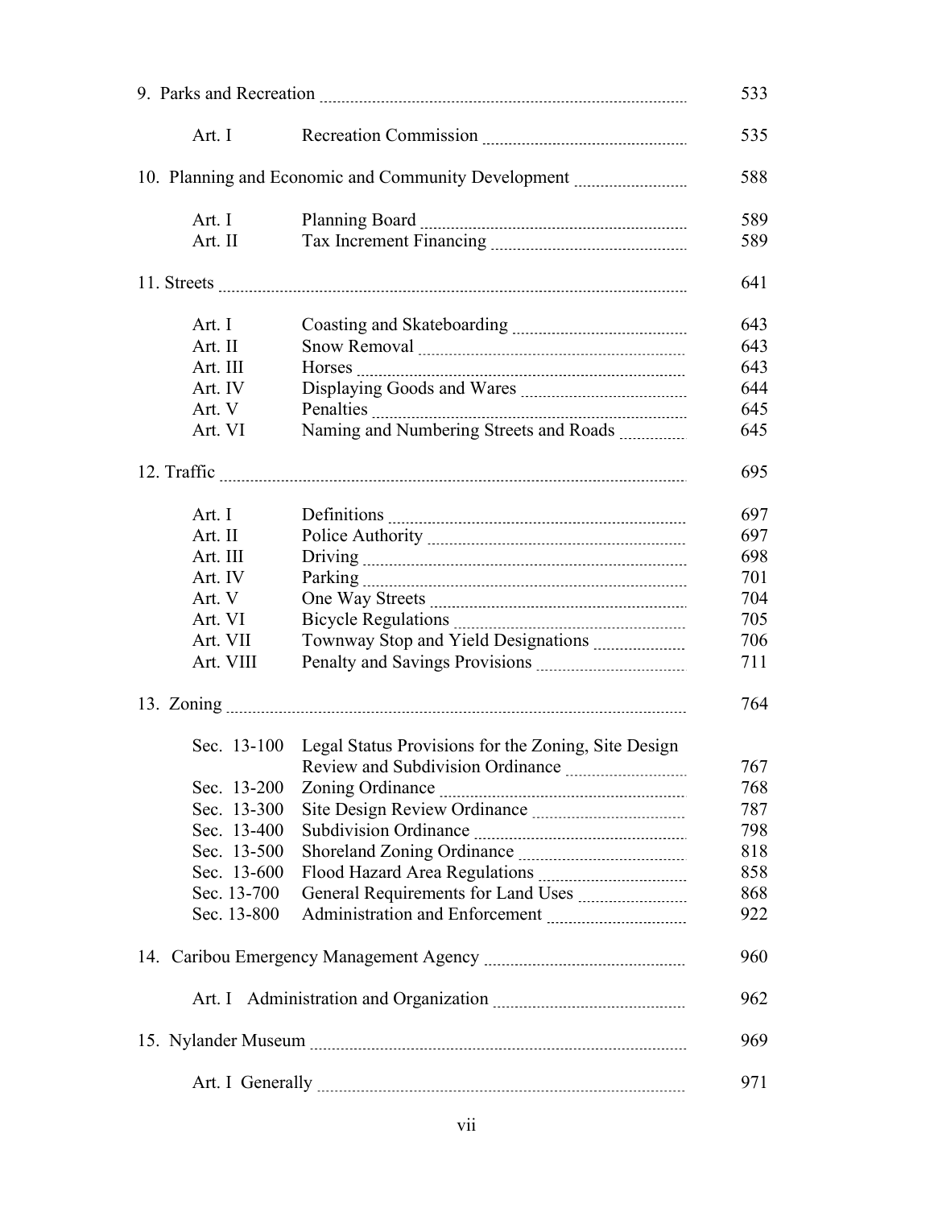| | | |
|---|---|---|
| 9. Parks and Recreation | | 533 |
| Art. I | Recreation Commission | 535 |
| 10. Planning and Economic and Community Development | | 588 |
| Art. I | Planning Board | 589 |
| Art. II | Tax Increment Financing | 589 |
| 11. Streets | | 641 |
| Art. I | Coasting and Skateboarding | 643 |
| Art. II | Snow Removal | 643 |
| Art. III | Horses | 643 |
| Art. IV | Displaying Goods and Wares | 644 |
| Art. V | Penalties | 645 |
| Art. VI | Naming and Numbering Streets and Roads | 645 |
| 12. Traffic | | 695 |
| Art. I | Definitions | 697 |
| Art. II | Police Authority | 697 |
| Art. III | Driving | 698 |
| Art. IV | Parking | 701 |
| Art. V | One Way Streets | 704 |
| Art. VI | Bicycle Regulations | 705 |
| Art. VII | Townway Stop and Yield Designations | 706 |
| Art. VIII | Penalty and Savings Provisions | 711 |
| 13. Zoning | | 764 |
| Sec. 13-100 | Legal Status Provisions for the Zoning, Site Design Review and Subdivision Ordinance | 767 |
| Sec. 13-200 | Zoning Ordinance | 768 |
| Sec. 13-300 | Site Design Review Ordinance | 787 |
| Sec. 13-400 | Subdivision Ordinance | 798 |
| Sec. 13-500 | Shoreland Zoning Ordinance | 818 |
| Sec. 13-600 | Flood Hazard Area Regulations | 858 |
| Sec. 13-700 | General Requirements for Land Uses | 868 |
| Sec. 13-800 | Administration and Enforcement | 922 |
| 14. Caribou Emergency Management Agency | | 960 |
| Art. I | Administration and Organization | 962 |
| 15. Nylander Museum | | 969 |
| Art. I | Generally | 971 |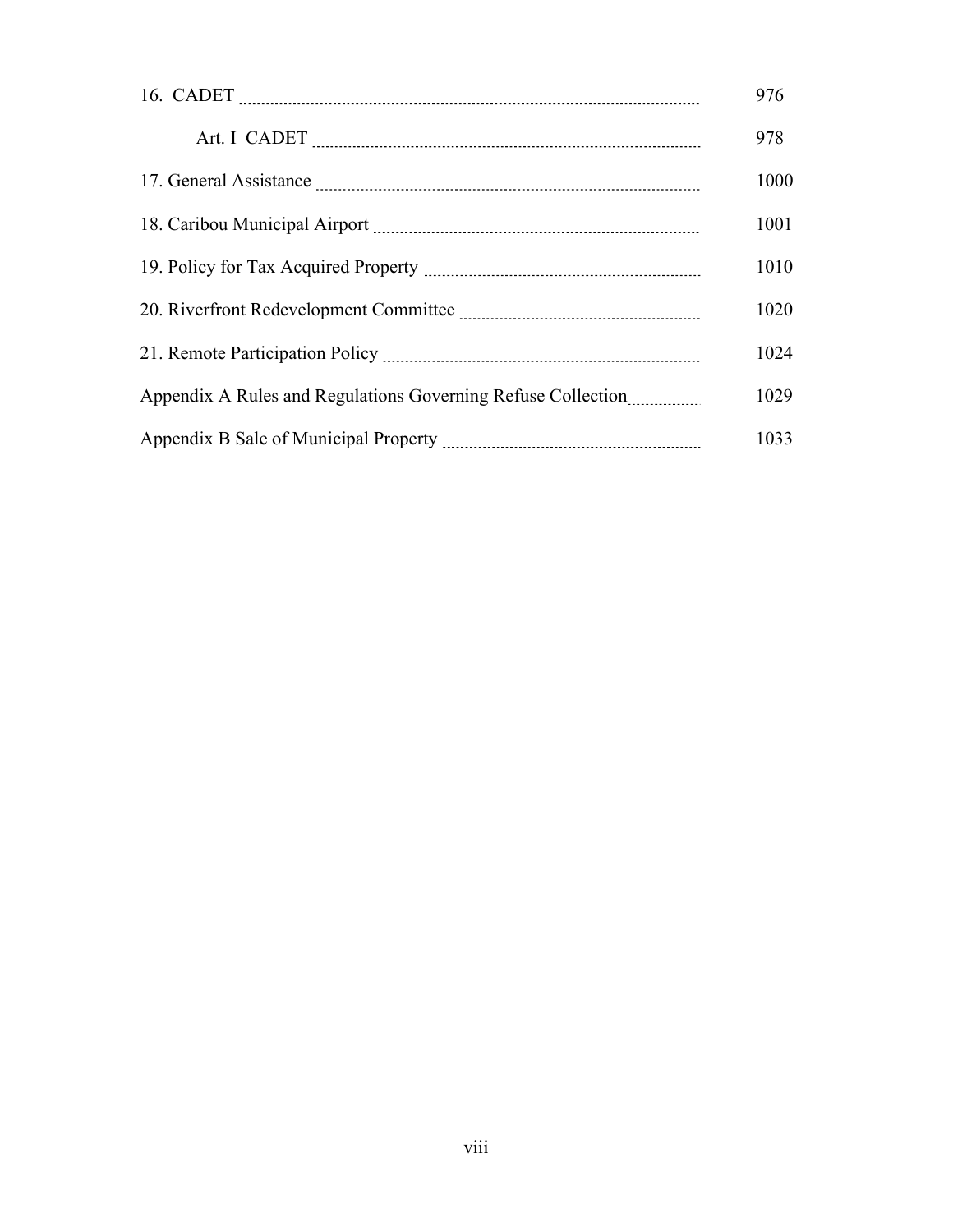| | |
|---|---|
| 16. CADET | 976 |
| Art. I CADET | 978 |
| 17. General Assistance | 1000 |
| 18. Caribou Municipal Airport | 1001 |
| 19. Policy for Tax Acquired Property | 1010 |
| 20. Riverfront Redevelopment Committee | 1020 |
| 21. Remote Participation Policy | 1024 |
| Appendix A Rules and Regulations Governing Refuse Collection | 1029 |
| Appendix B Sale of Municipal Property | 1033 |